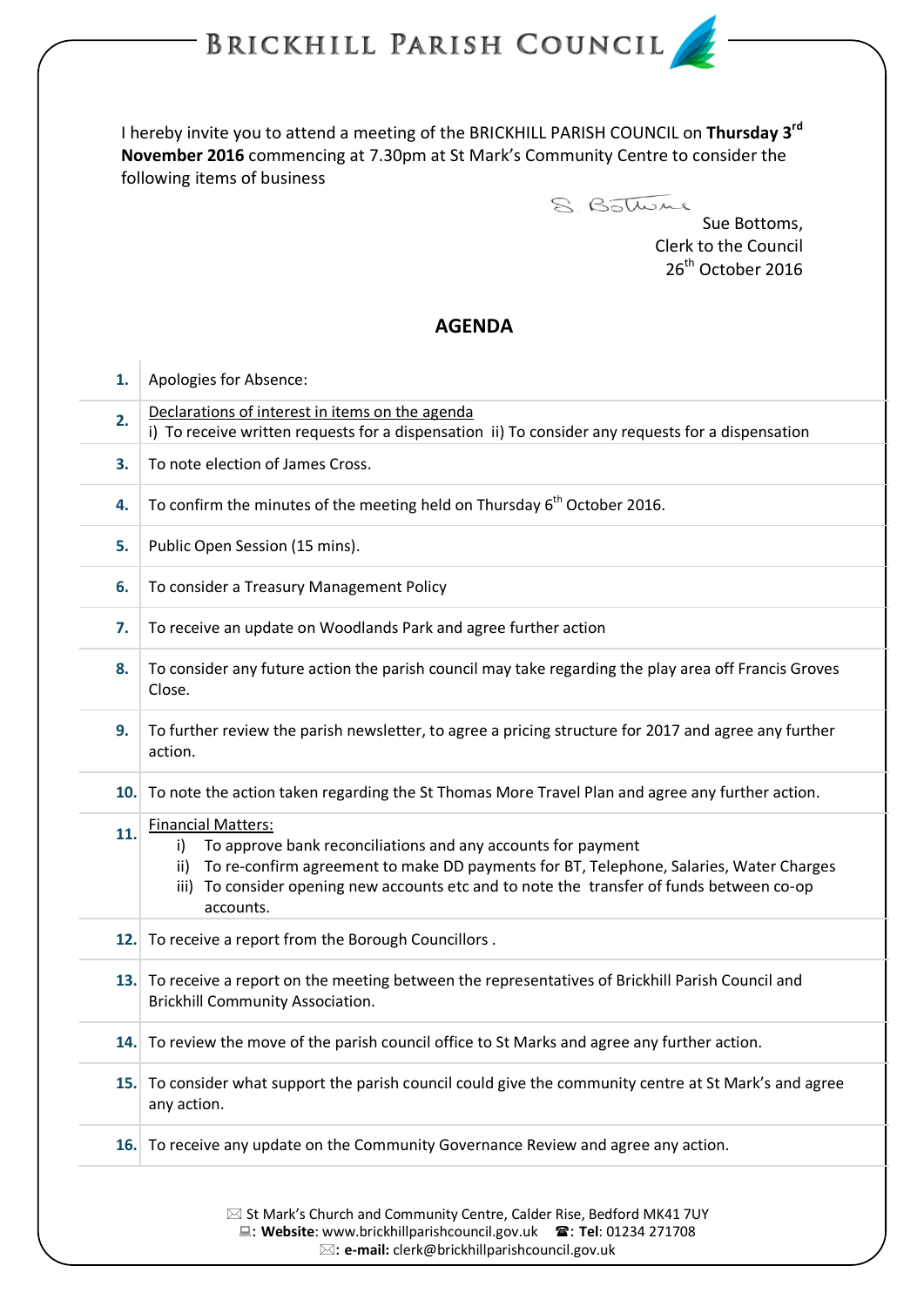# BRICKHILL PARISH COUNCIL

I hereby invite you to attend a meeting of the BRICKHILL PARISH COUNCIL on **Thursday 3rd November 2016** commencing at 7.30pm at St Mark's Community Centre to consider the following items of business

S. Bottoms

Sue Bottoms,
Clerk to the Council
26th October 2016

## AGENDA

| | |
|---|---|
| **1.** | Apologies for Absence: |
| **2.** | Declarations of interest in items on the agenda<br>i) To receive written requests for a dispensation ii) To consider any requests for a dispensation |
| **3.** | To note election of James Cross. |
| **4.** | To confirm the minutes of the meeting held on Thursday 6th October 2016. |
| **5.** | Public Open Session (15 mins). |
| **6.** | To consider a Treasury Management Policy |
| **7.** | To receive an update on Woodlands Park and agree further action |
| **8.** | To consider any future action the parish council may take regarding the play area off Francis Groves Close. |
| **9.** | To further review the parish newsletter, to agree a pricing structure for 2017 and agree any further action. |
| **10.** | To note the action taken regarding the St Thomas More Travel Plan and agree any further action. |
| **11.** | Financial Matters:<br>i) To approve bank reconciliations and any accounts for payment<br>ii) To re-confirm agreement to make DD payments for BT, Telephone, Salaries, Water Charges<br>iii) To consider opening new accounts etc and to note the transfer of funds between co-op accounts. |
| **12.** | To receive a report from the Borough Councillors . |
| **13.** | To receive a report on the meeting between the representatives of Brickhill Parish Council and Brickhill Community Association. |
| **14.** | To review the move of the parish council office to St Marks and agree any further action. |
| **15.** | To consider what support the parish council could give the community centre at St Mark's and agree any action. |
| **16.** | To receive any update on the Community Governance Review and agree any action. |

✉ St Mark's Church and Community Centre, Calder Rise, Bedford MK41 7UY
**Website**: www.brickhillparishcouncil.gov.uk ☎: **Tel**: 01234 271708
✉: **e-mail:** clerk@brickhillparishcouncil.gov.uk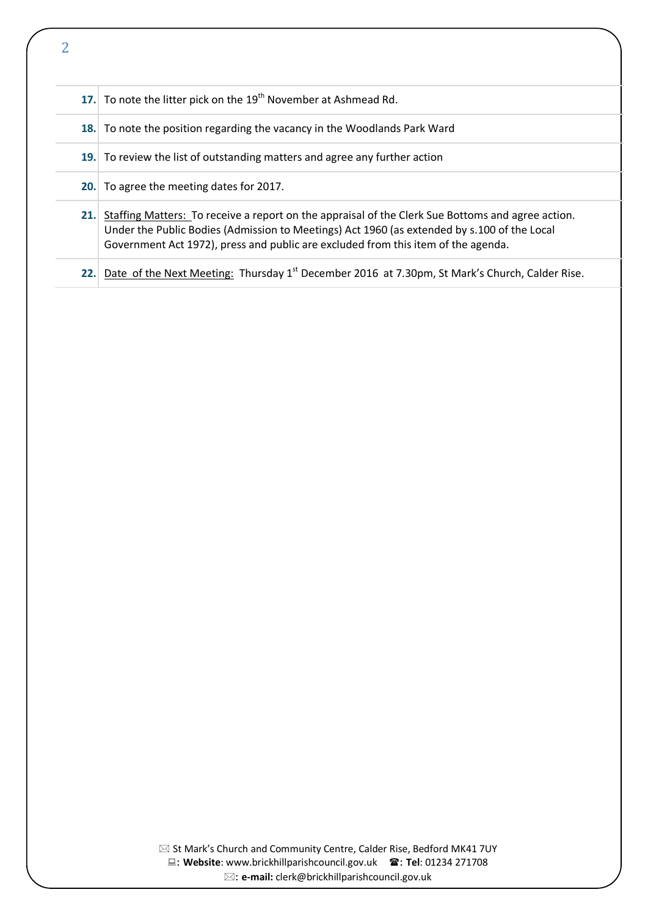| | |
|---|---|
| **17.** | To note the litter pick on the 19th November at Ashmead Rd. |
| **18.** | To note the position regarding the vacancy in the Woodlands Park Ward |
| **19.** | To review the list of outstanding matters and agree any further action |
| **20.** | To agree the meeting dates for 2017. |
| **21.** | Staffing Matters: To receive a report on the appraisal of the Clerk Sue Bottoms and agree action. Under the Public Bodies (Admission to Meetings) Act 1960 (as extended by s.100 of the Local Government Act 1972), press and public are excluded from this item of the agenda. |
| **22.** | Date of the Next Meeting: Thursday 1st December 2016 at 7.30pm, St Mark's Church, Calder Rise. |

✉ St Mark's Church and Community Centre, Calder Rise, Bedford MK41 7UY
**Website**: www.brickhillparishcouncil.gov.uk ☎: **Tel**: 01234 271708
✉: **e-mail:** clerk@brickhillparishcouncil.gov.uk